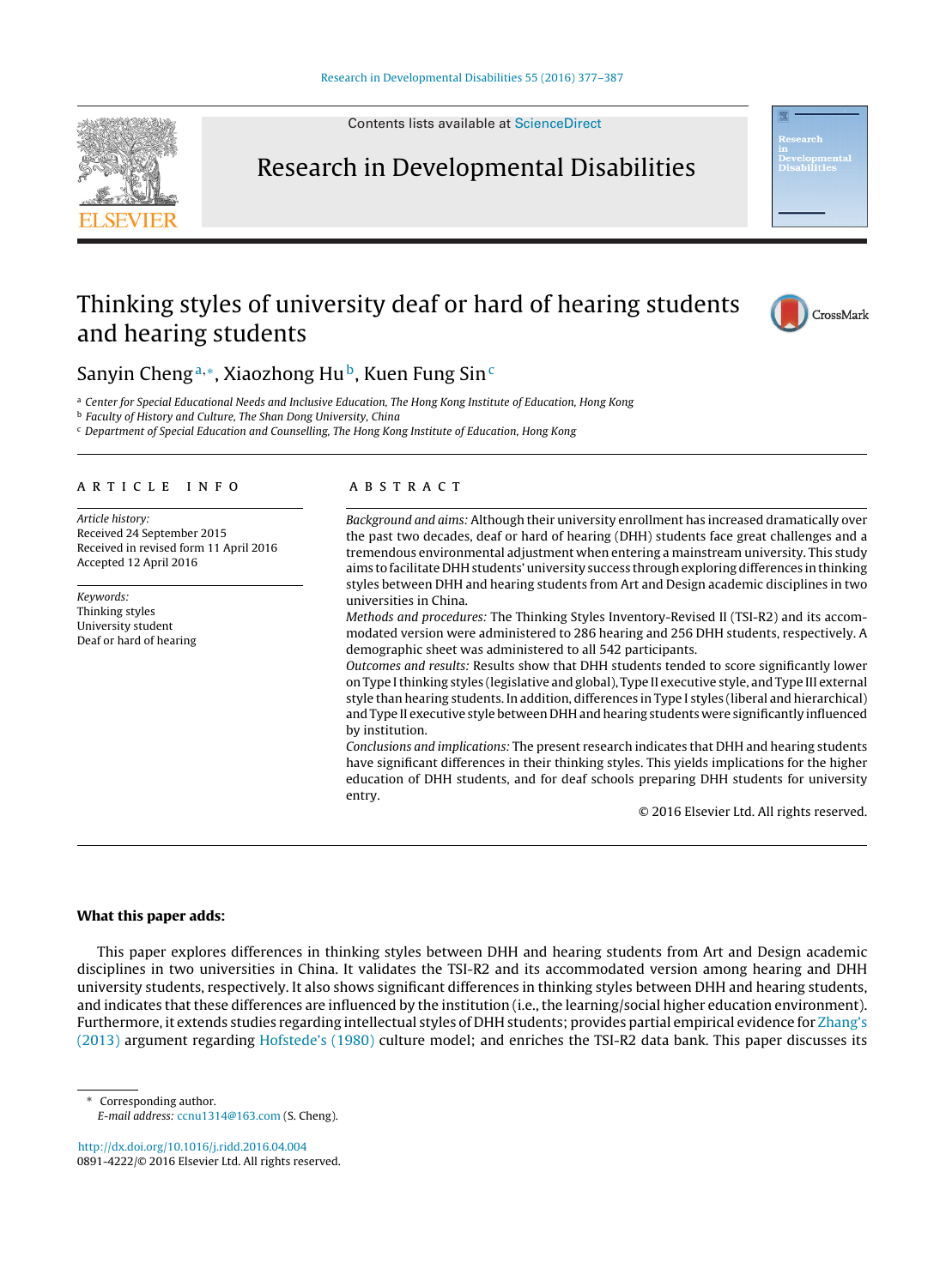Contents lists available at ScienceDirect

# Research in Developmental Disabilities

# Thinking styles of university deaf or hard of hearing students and hearing students

Sanyin Cheng[a,*], Xiaozhong Hu[b], Kuen Fung Sin[c]

[a] Center for Special Educational Needs and Inclusive Education, The Hong Kong Institute of Education, Hong Kong
[b] Faculty of History and Culture, The Shan Dong University, China
[c] Department of Special Education and Counselling, The Hong Kong Institute of Education, Hong Kong

## ARTICLE INFO

*Article history:*
Received 24 September 2015
Received in revised form 11 April 2016
Accepted 12 April 2016

*Keywords:*
Thinking styles
University student
Deaf or hard of hearing

## ABSTRACT

*Background and aims:* Although their university enrollment has increased dramatically over the past two decades, deaf or hard of hearing (DHH) students face great challenges and a tremendous environmental adjustment when entering a mainstream university. This study aims to facilitate DHH students' university success through exploring differences in thinking styles between DHH and hearing students from Art and Design academic disciplines in two universities in China.

*Methods and procedures:* The Thinking Styles Inventory-Revised II (TSI-R2) and its accommodated version were administered to 286 hearing and 256 DHH students, respectively. A demographic sheet was administered to all 542 participants.

*Outcomes and results:* Results show that DHH students tended to score significantly lower on Type I thinking styles (legislative and global), Type II executive style, and Type III external style than hearing students. In addition, differences in Type I styles (liberal and hierarchical) and Type II executive style between DHH and hearing students were significantly influenced by institution.

*Conclusions and implications:* The present research indicates that DHH and hearing students have significant differences in their thinking styles. This yields implications for the higher education of DHH students, and for deaf schools preparing DHH students for university entry.

© 2016 Elsevier Ltd. All rights reserved.

## What this paper adds:

This paper explores differences in thinking styles between DHH and hearing students from Art and Design academic disciplines in two universities in China. It validates the TSI-R2 and its accommodated version among hearing and DHH university students, respectively. It also shows significant differences in thinking styles between DHH and hearing students, and indicates that these differences are influenced by the institution (i.e., the learning/social higher education environment). Furthermore, it extends studies regarding intellectual styles of DHH students; provides partial empirical evidence for Zhang's (2013) argument regarding Hofstede's (1980) culture model; and enriches the TSI-R2 data bank. This paper discusses its

\* Corresponding author.
*E-mail address:* ccnu1314@163.com (S. Cheng).

http://dx.doi.org/10.1016/j.ridd.2016.04.004
0891-4222/© 2016 Elsevier Ltd. All rights reserved.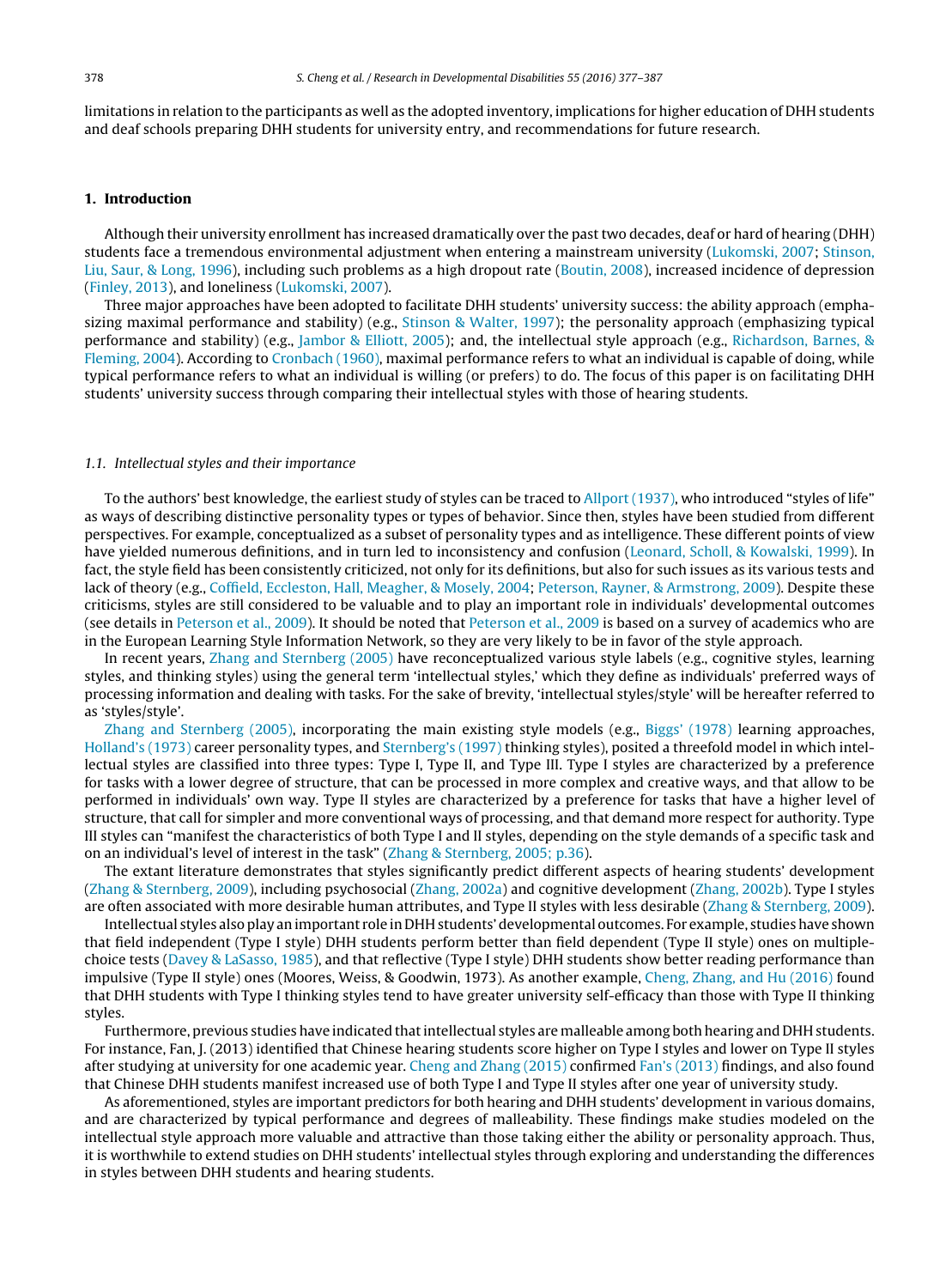limitations in relation to the participants as well as the adopted inventory, implications for higher education of DHH students and deaf schools preparing DHH students for university entry, and recommendations for future research.

## 1. Introduction

Although their university enrollment has increased dramatically over the past two decades, deaf or hard of hearing (DHH) students face a tremendous environmental adjustment when entering a mainstream university (Lukomski, 2007; Stinson, Liu, Saur, & Long, 1996), including such problems as a high dropout rate (Boutin, 2008), increased incidence of depression (Finley, 2013), and loneliness (Lukomski, 2007).

Three major approaches have been adopted to facilitate DHH students' university success: the ability approach (emphasizing maximal performance and stability) (e.g., Stinson & Walter, 1997); the personality approach (emphasizing typical performance and stability) (e.g., Jambor & Elliott, 2005); and, the intellectual style approach (e.g., Richardson, Barnes, & Fleming, 2004). According to Cronbach (1960), maximal performance refers to what an individual is capable of doing, while typical performance refers to what an individual is willing (or prefers) to do. The focus of this paper is on facilitating DHH students' university success through comparing their intellectual styles with those of hearing students.

### 1.1. Intellectual styles and their importance

To the authors' best knowledge, the earliest study of styles can be traced to Allport (1937), who introduced "styles of life" as ways of describing distinctive personality types or types of behavior. Since then, styles have been studied from different perspectives. For example, conceptualized as a subset of personality types and as intelligence. These different points of view have yielded numerous definitions, and in turn led to inconsistency and confusion (Leonard, Scholl, & Kowalski, 1999). In fact, the style field has been consistently criticized, not only for its definitions, but also for such issues as its various tests and lack of theory (e.g., Coffield, Eccleston, Hall, Meagher, & Mosely, 2004; Peterson, Rayner, & Armstrong, 2009). Despite these criticisms, styles are still considered to be valuable and to play an important role in individuals' developmental outcomes (see details in Peterson et al., 2009). It should be noted that Peterson et al., 2009 is based on a survey of academics who are in the European Learning Style Information Network, so they are very likely to be in favor of the style approach.

In recent years, Zhang and Sternberg (2005) have reconceptualized various style labels (e.g., cognitive styles, learning styles, and thinking styles) using the general term 'intellectual styles,' which they define as individuals' preferred ways of processing information and dealing with tasks. For the sake of brevity, 'intellectual styles/style' will be hereafter referred to as 'styles/style'.

Zhang and Sternberg (2005), incorporating the main existing style models (e.g., Biggs' (1978) learning approaches, Holland's (1973) career personality types, and Sternberg's (1997) thinking styles), posited a threefold model in which intellectual styles are classified into three types: Type I, Type II, and Type III. Type I styles are characterized by a preference for tasks with a lower degree of structure, that can be processed in more complex and creative ways, and that allow to be performed in individuals' own way. Type II styles are characterized by a preference for tasks that have a higher level of structure, that call for simpler and more conventional ways of processing, and that demand more respect for authority. Type III styles can "manifest the characteristics of both Type I and II styles, depending on the style demands of a specific task and on an individual's level of interest in the task" (Zhang & Sternberg, 2005; p.36).

The extant literature demonstrates that styles significantly predict different aspects of hearing students' development (Zhang & Sternberg, 2009), including psychosocial (Zhang, 2002a) and cognitive development (Zhang, 2002b). Type I styles are often associated with more desirable human attributes, and Type II styles with less desirable (Zhang & Sternberg, 2009).

Intellectual styles also play an important role in DHH students' developmental outcomes. For example, studies have shown that field independent (Type I style) DHH students perform better than field dependent (Type II style) ones on multiple-choice tests (Davey & LaSasso, 1985), and that reflective (Type I style) DHH students show better reading performance than impulsive (Type II style) ones (Moores, Weiss, & Goodwin, 1973). As another example, Cheng, Zhang, and Hu (2016) found that DHH students with Type I thinking styles tend to have greater university self-efficacy than those with Type II thinking styles.

Furthermore, previous studies have indicated that intellectual styles are malleable among both hearing and DHH students. For instance, Fan, J. (2013) identified that Chinese hearing students score higher on Type I styles and lower on Type II styles after studying at university for one academic year. Cheng and Zhang (2015) confirmed Fan's (2013) findings, and also found that Chinese DHH students manifest increased use of both Type I and Type II styles after one year of university study.

As aforementioned, styles are important predictors for both hearing and DHH students' development in various domains, and are characterized by typical performance and degrees of malleability. These findings make studies modeled on the intellectual style approach more valuable and attractive than those taking either the ability or personality approach. Thus, it is worthwhile to extend studies on DHH students' intellectual styles through exploring and understanding the differences in styles between DHH students and hearing students.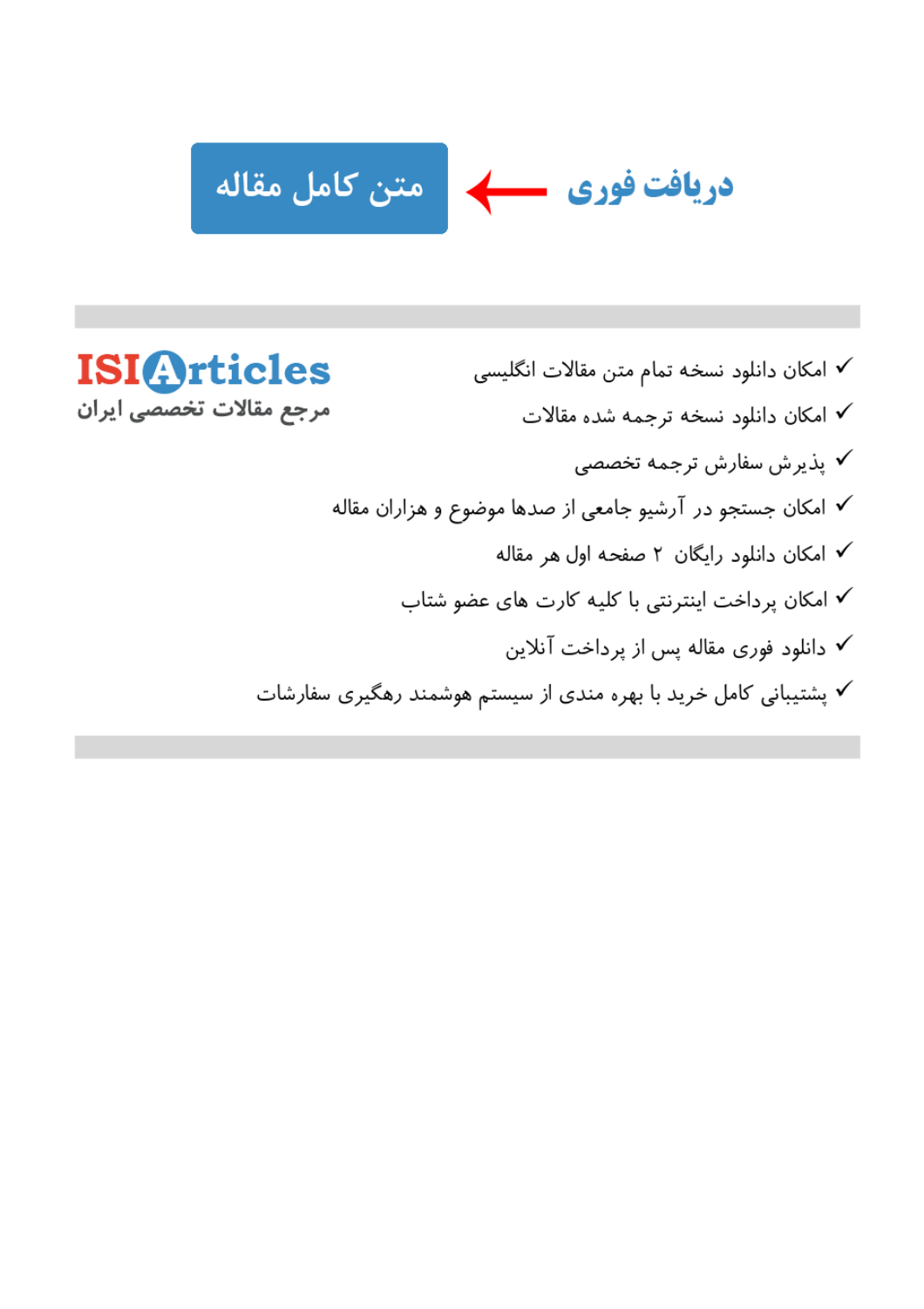دریافت فوری ← متن کامل مقاله

**ISIArticles**
مرجع مقالات تخصصی ایران

- ✓ امکان دانلود نسخه تمام متن مقالات انگلیسی
- ✓ امکان دانلود نسخه ترجمه شده مقالات
- ✓ پذیرش سفارش ترجمه تخصصی
- ✓ امکان جستجو در آرشیو جامعی از صدها موضوع و هزاران مقاله
- ✓ امکان دانلود رایگان ۲ صفحه اول هر مقاله
- ✓ امکان پرداخت اینترنتی با کلیه کارت های عضو شتاب
- ✓ دانلود فوری مقاله پس از پرداخت آنلاین
- ✓ پشتیبانی کامل خرید با بهره مندی از سیستم هوشمند رهگیری سفارشات